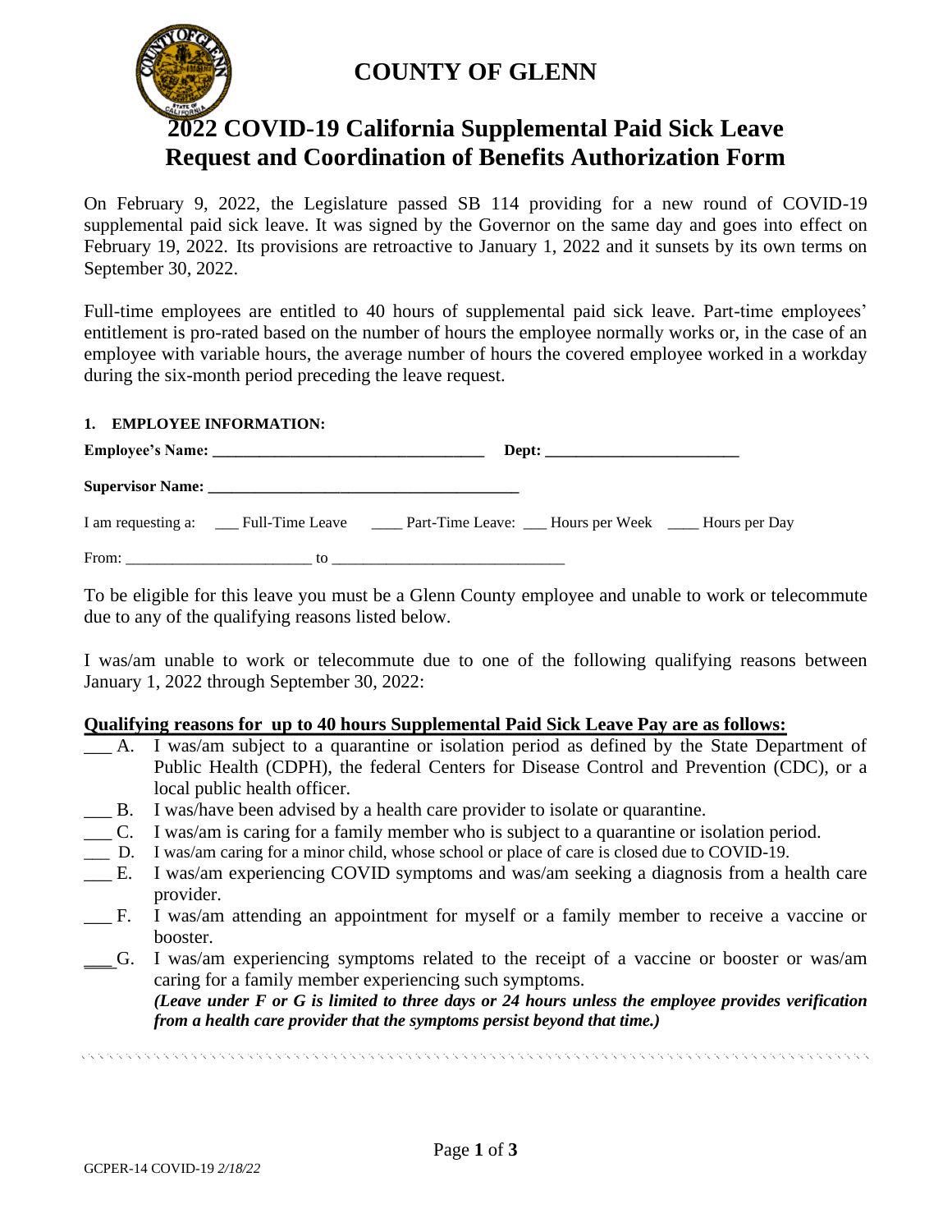# COUNTY OF GLENN

# 2022 COVID-19 California Supplemental Paid Sick Leave Request and Coordination of Benefits Authorization Form

On February 9, 2022, the Legislature passed SB 114 providing for a new round of COVID-19 supplemental paid sick leave. It was signed by the Governor on the same day and goes into effect on February 19, 2022. Its provisions are retroactive to January 1, 2022 and it sunsets by its own terms on September 30, 2022.

Full-time employees are entitled to 40 hours of supplemental paid sick leave. Part-time employees' entitlement is pro-rated based on the number of hours the employee normally works or, in the case of an employee with variable hours, the average number of hours the covered employee worked in a workday during the six-month period preceding the leave request.

**1. EMPLOYEE INFORMATION:**

**Employee's Name: ___________________________________ Dept: _________________________**

**Supervisor Name: ________________________________________**

I am requesting a: ___ Full-Time Leave ____ Part-Time Leave: ___ Hours per Week ____ Hours per Day

From: _______________________ to _____________________________

To be eligible for this leave you must be a Glenn County employee and unable to work or telecommute due to any of the qualifying reasons listed below.

I was/am unable to work or telecommute due to one of the following qualifying reasons between January 1, 2022 through September 30, 2022:

**Qualifying reasons for up to 40 hours Supplemental Paid Sick Leave Pay are as follows:**

___ A. I was/am subject to a quarantine or isolation period as defined by the State Department of Public Health (CDPH), the federal Centers for Disease Control and Prevention (CDC), or a local public health officer.

___ B. I was/have been advised by a health care provider to isolate or quarantine.

___ C. I was/am is caring for a family member who is subject to a quarantine or isolation period.

___ D. I was/am caring for a minor child, whose school or place of care is closed due to COVID-19.

___ E. I was/am experiencing COVID symptoms and was/am seeking a diagnosis from a health care provider.

___ F. I was/am attending an appointment for myself or a family member to receive a vaccine or booster.

___ G. I was/am experiencing symptoms related to the receipt of a vaccine or booster or was/am caring for a family member experiencing such symptoms.
***(Leave under F or G is limited to three days or 24 hours unless the employee provides verification from a health care provider that the symptoms persist beyond that time.)***

GCPER-14 COVID-19 *2/18/22*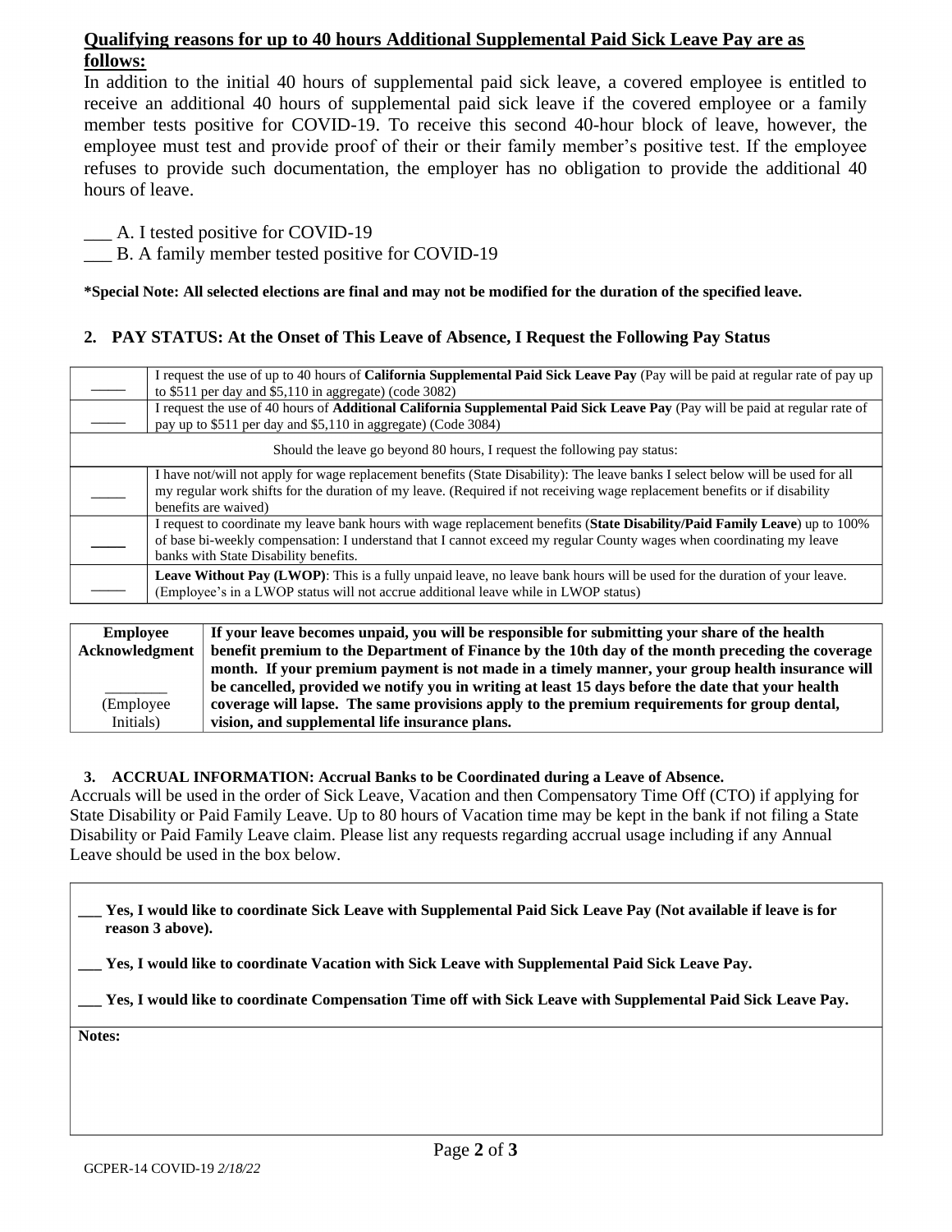**<u>Qualifying reasons for up to 40 hours Additional Supplemental Paid Sick Leave Pay are as follows:</u>**

In addition to the initial 40 hours of supplemental paid sick leave, a covered employee is entitled to receive an additional 40 hours of supplemental paid sick leave if the covered employee or a family member tests positive for COVID-19. To receive this second 40-hour block of leave, however, the employee must test and provide proof of their or their family member's positive test. If the employee refuses to provide such documentation, the employer has no obligation to provide the additional 40 hours of leave.

\_\_\_ A. I tested positive for COVID-19

\_\_\_ B. A family member tested positive for COVID-19

**\*Special Note: All selected elections are final and may not be modified for the duration of the specified leave.**

## 2. PAY STATUS: At the Onset of This Leave of Absence, I Request the Following Pay Status

| | |
|---|---|
| \_\_\_\_\_ | I request the use of up to 40 hours of **California Supplemental Paid Sick Leave Pay** (Pay will be paid at regular rate of pay up to $511 per day and $5,110 in aggregate) (code 3082) |
| \_\_\_\_\_ | I request the use of 40 hours of **Additional California Supplemental Paid Sick Leave Pay** (Pay will be paid at regular rate of pay up to $511 per day and $5,110 in aggregate) (Code 3084) |
| Should the leave go beyond 80 hours, I request the following pay status: | |
| \_\_\_\_\_ | I have not/will not apply for wage replacement benefits (State Disability): The leave banks I select below will be used for all my regular work shifts for the duration of my leave. (Required if not receiving wage replacement benefits or if disability benefits are waived) |
| \_\_\_\_\_ | I request to coordinate my leave bank hours with wage replacement benefits (**State Disability/Paid Family Leave**) up to 100% of base bi-weekly compensation: I understand that I cannot exceed my regular County wages when coordinating my leave banks with State Disability benefits. |
| \_\_\_\_\_ | **Leave Without Pay (LWOP)**: This is a fully unpaid leave, no leave bank hours will be used for the duration of your leave. (Employee's in a LWOP status will not accrue additional leave while in LWOP status) |

| Employee Acknowledgment | |
|---|---|
| \_\_\_\_\_\_\_\_ (Employee Initials) | **If your leave becomes unpaid, you will be responsible for submitting your share of the health benefit premium to the Department of Finance by the 10th day of the month preceding the coverage month. If your premium payment is not made in a timely manner, your group health insurance will be cancelled, provided we notify you in writing at least 15 days before the date that your health coverage will lapse. The same provisions apply to the premium requirements for group dental, vision, and supplemental life insurance plans.** |

## 3. ACCRUAL INFORMATION: Accrual Banks to be Coordinated during a Leave of Absence.

Accruals will be used in the order of Sick Leave, Vacation and then Compensatory Time Off (CTO) if applying for State Disability or Paid Family Leave. Up to 80 hours of Vacation time may be kept in the bank if not filing a State Disability or Paid Family Leave claim. Please list any requests regarding accrual usage including if any Annual Leave should be used in the box below.

**\_\_\_ Yes, I would like to coordinate Sick Leave with Supplemental Paid Sick Leave Pay (Not available if leave is for reason 3 above).**

**\_\_\_ Yes, I would like to coordinate Vacation with Sick Leave with Supplemental Paid Sick Leave Pay.**

**\_\_\_ Yes, I would like to coordinate Compensation Time off with Sick Leave with Supplemental Paid Sick Leave Pay.**

**Notes:**

GCPER-14 COVID-19 *2/18/22*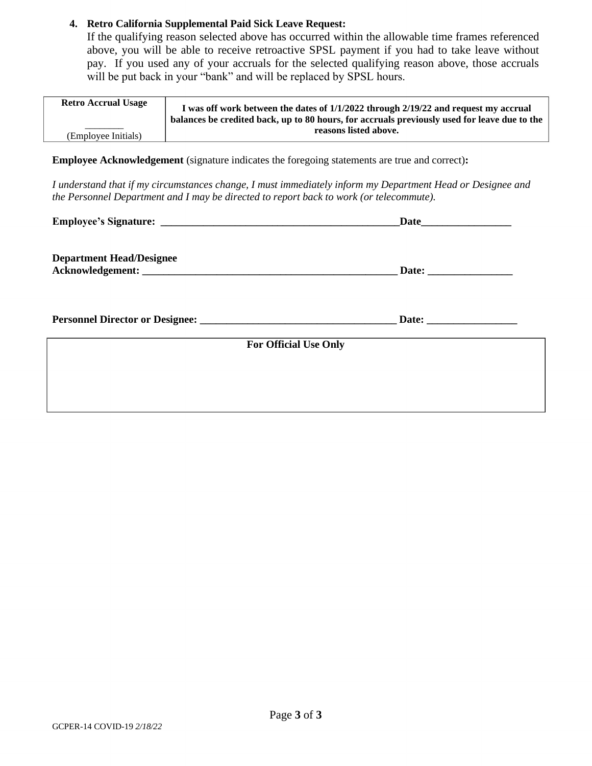4. **Retro California Supplemental Paid Sick Leave Request:**
   If the qualifying reason selected above has occurred within the allowable time frames referenced above, you will be able to receive retroactive SPSL payment if you had to take leave without pay. If you used any of your accruals for the selected qualifying reason above, those accruals will be put back in your "bank" and will be replaced by SPSL hours.

| | |
|---|---|
| **Retro Accrual Usage**<br><br>________<br>(Employee Initials) | **I was off work between the dates of 1/1/2022 through 2/19/22 and request my accrual balances be credited back, up to 80 hours, for accruals previously used for leave due to the reasons listed above.** |

**Employee Acknowledgement** (signature indicates the foregoing statements are true and correct)**:**

*I understand that if my circumstances change, I must immediately inform my Department Head or Designee and the Personnel Department and I may be directed to report back to work (or telecommute).*

**Employee's Signature: _____________________________________________Date_________________**

**Department Head/Designee**
**Acknowledgement: ________________________________________________ Date: ________________**

**Personnel Director or Designee: _____________________________________ Date: _________________**

| **For Official Use Only** |
|---|
| |

GCPER-14 COVID-19 *2/18/22*